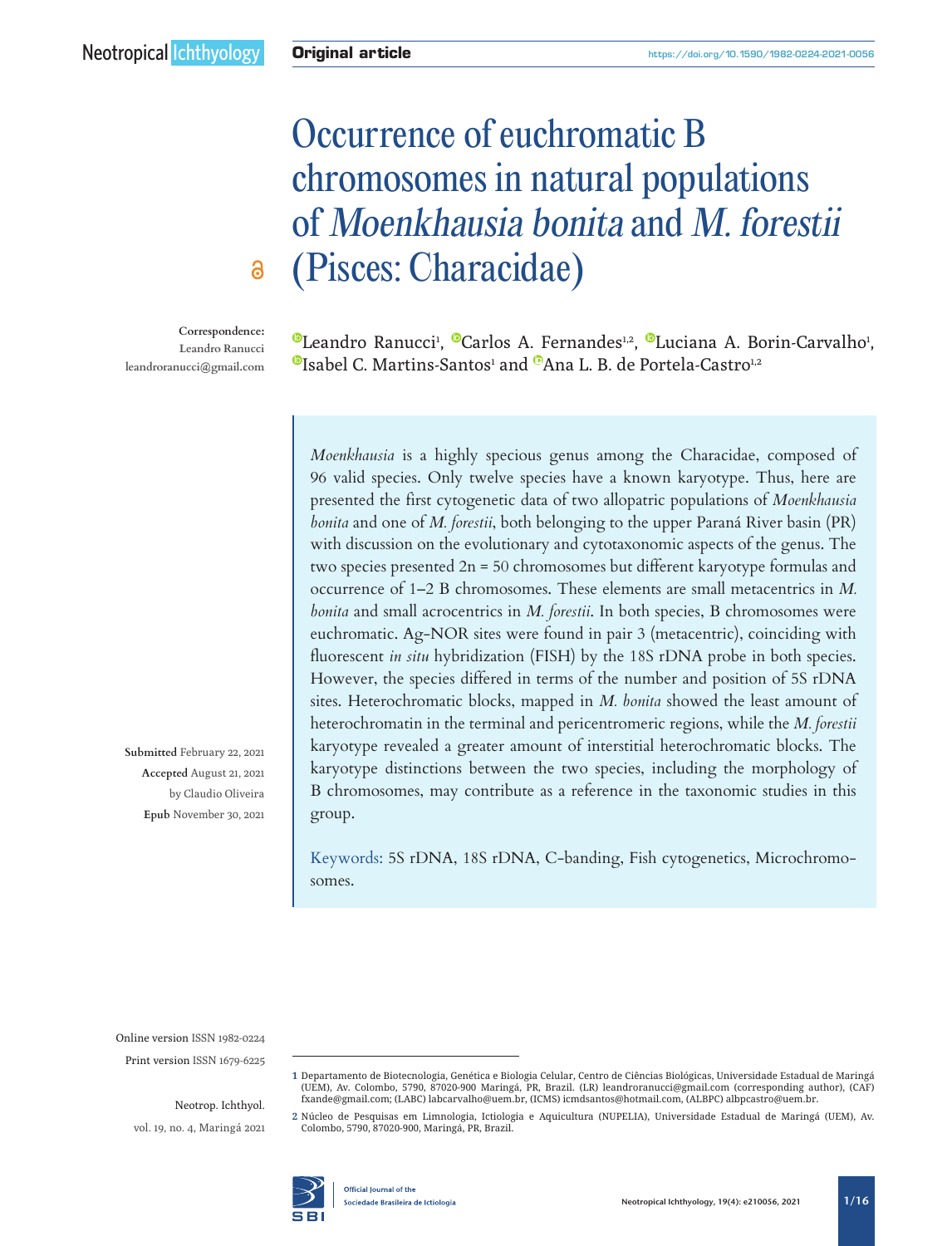Original article

https://doi.org/10.1590/1982-0224-2021-0056

# Occurrence of euchromatic B chromosomes in natural populations of *Moenkhausia bonita* and *M. forestii* (Pisces: Characidae)

Leandro Ranucci[1], Carlos A. Fernandes[1,2], Luciana A. Borin-Carvalho[1], Isabel C. Martins-Santos[1] and Ana L. B. de Portela-Castro[1,2]

Correspondence:
Leandro Ranucci
leandroranucci@gmail.com

*Moenkhausia* is a highly specious genus among the Characidae, composed of 96 valid species. Only twelve species have a known karyotype. Thus, here are presented the first cytogenetic data of two allopatric populations of *Moenkhausia bonita* and one of *M. forestii*, both belonging to the upper Paraná River basin (PR) with discussion on the evolutionary and cytotaxonomic aspects of the genus. The two species presented 2n = 50 chromosomes but different karyotype formulas and occurrence of 1–2 B chromosomes. These elements are small metacentrics in *M. bonita* and small acrocentrics in *M. forestii*. In both species, B chromosomes were euchromatic. Ag-NOR sites were found in pair 3 (metacentric), coinciding with fluorescent *in situ* hybridization (FISH) by the 18S rDNA probe in both species. However, the species differed in terms of the number and position of 5S rDNA sites. Heterochromatic blocks, mapped in *M. bonita* showed the least amount of heterochromatin in the terminal and pericentromeric regions, while the *M. forestii* karyotype revealed a greater amount of interstitial heterochromatic blocks. The karyotype distinctions between the two species, including the morphology of B chromosomes, may contribute as a reference in the taxonomic studies in this group.

Keywords: 5S rDNA, 18S rDNA, C-banding, Fish cytogenetics, Microchromosomes.

**Submitted** February 22, 2021
**Accepted** August 21, 2021
by Claudio Oliveira
**Epub** November 30, 2021

Online version ISSN 1982-0224
Print version ISSN 1679-6225

Neotrop. Ichthyol.
vol. 19, no. 4, Maringá 2021

1 Departamento de Biotecnologia, Genética e Biologia Celular, Centro de Ciências Biológicas, Universidade Estadual de Maringá (UEM), Av. Colombo, 5790, 87020-900 Maringá, PR, Brazil. (LR) leandroranucci@gmail.com (corresponding author), (CAF) fxande@gmail.com; (LABC) labcarvalho@uem.br, (ICMS) icmdsantos@hotmail.com, (ALBPC) albpcastro@uem.br.

2 Núcleo de Pesquisas em Limnologia, Ictiologia e Aquicultura (NUPELIA), Universidade Estadual de Maringá (UEM), Av. Colombo, 5790, 87020-900, Maringá, PR, Brazil.

Official Journal of the Sociedade Brasileira de Ictiologia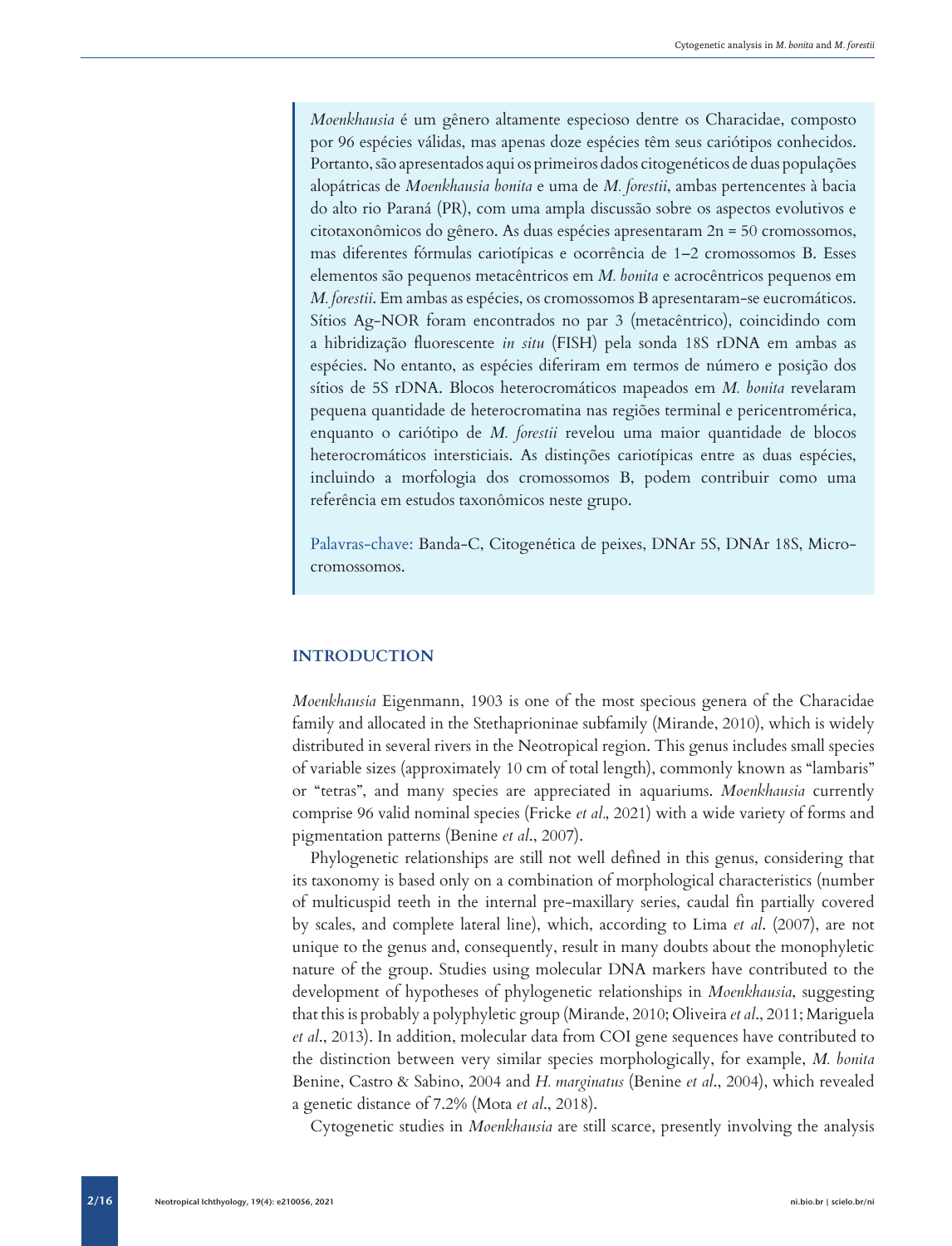*Moenkhausia* é um gênero altamente especioso dentre os Characidae, composto por 96 espécies válidas, mas apenas doze espécies têm seus cariótipos conhecidos. Portanto, são apresentados aqui os primeiros dados citogenéticos de duas populações alopátricas de *Moenkhausia bonita* e uma de *M. forestii*, ambas pertencentes à bacia do alto rio Paraná (PR), com uma ampla discussão sobre os aspectos evolutivos e citotaxonômicos do gênero. As duas espécies apresentaram 2n = 50 cromossomos, mas diferentes fórmulas cariotípicas e ocorrência de 1–2 cromossomos B. Esses elementos são pequenos metacêntricos em *M. bonita* e acrocêntricos pequenos em *M. forestii*. Em ambas as espécies, os cromossomos B apresentaram-se eucromáticos. Sítios Ag-NOR foram encontrados no par 3 (metacêntrico), coincidindo com a hibridização fluorescente *in situ* (FISH) pela sonda 18S rDNA em ambas as espécies. No entanto, as espécies diferiram em termos de número e posição dos sítios de 5S rDNA. Blocos heterocromáticos mapeados em *M. bonita* revelaram pequena quantidade de heterocromatina nas regiões terminal e pericentromérica, enquanto o cariótipo de *M. forestii* revelou uma maior quantidade de blocos heterocromáticos intersticiais. As distinções cariotípicas entre as duas espécies, incluindo a morfologia dos cromossomos B, podem contribuir como uma referência em estudos taxonômicos neste grupo.

Palavras-chave: Banda-C, Citogenética de peixes, DNAr 5S, DNAr 18S, Microcromossomos.

## INTRODUCTION

*Moenkhausia* Eigenmann, 1903 is one of the most specious genera of the Characidae family and allocated in the Stethaprioninae subfamily (Mirande, 2010), which is widely distributed in several rivers in the Neotropical region. This genus includes small species of variable sizes (approximately 10 cm of total length), commonly known as "lambaris" or "tetras", and many species are appreciated in aquariums. *Moenkhausia* currently comprise 96 valid nominal species (Fricke *et al*., 2021) with a wide variety of forms and pigmentation patterns (Benine *et al*., 2007).

Phylogenetic relationships are still not well defined in this genus, considering that its taxonomy is based only on a combination of morphological characteristics (number of multicuspid teeth in the internal pre-maxillary series, caudal fin partially covered by scales, and complete lateral line), which, according to Lima *et al*. (2007), are not unique to the genus and, consequently, result in many doubts about the monophyletic nature of the group. Studies using molecular DNA markers have contributed to the development of hypotheses of phylogenetic relationships in *Moenkhausia*, suggesting that this is probably a polyphyletic group (Mirande, 2010; Oliveira *et al*., 2011; Mariguela *et al*., 2013). In addition, molecular data from COI gene sequences have contributed to the distinction between very similar species morphologically, for example, *M. bonita* Benine, Castro & Sabino, 2004 and *H. marginatus* (Benine *et al*., 2004), which revealed a genetic distance of 7.2% (Mota *et al*., 2018).

Cytogenetic studies in *Moenkhausia* are still scarce, presently involving the analysis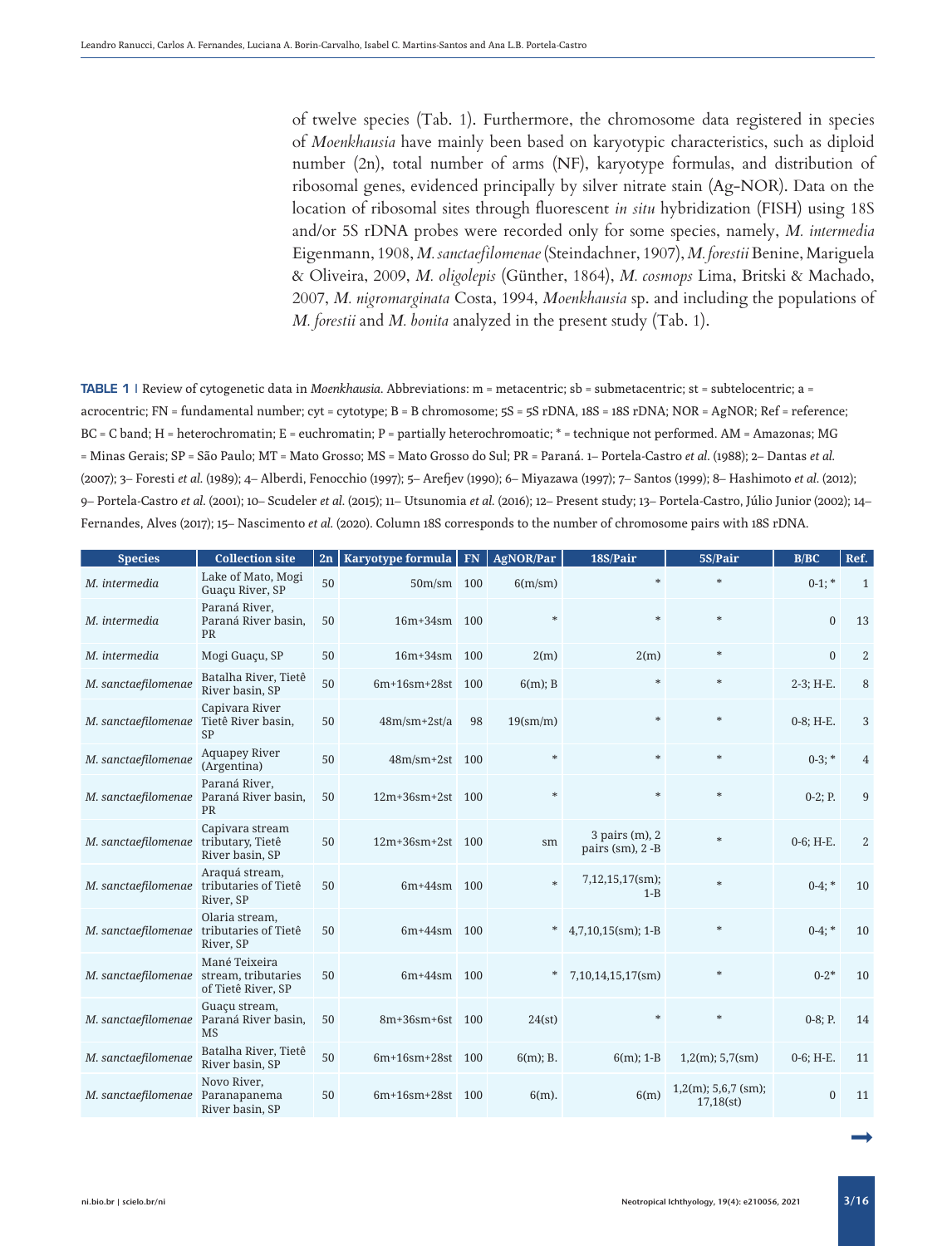of twelve species (Tab. 1). Furthermore, the chromosome data registered in species of *Moenkhausia* have mainly been based on karyotypic characteristics, such as diploid number (2n), total number of arms (NF), karyotype formulas, and distribution of ribosomal genes, evidenced principally by silver nitrate stain (Ag-NOR). Data on the location of ribosomal sites through fluorescent *in situ* hybridization (FISH) using 18S and/or 5S rDNA probes were recorded only for some species, namely, *M. intermedia* Eigenmann, 1908, *M. sanctaefilomenae* (Steindachner, 1907), *M. forestii* Benine, Mariguela & Oliveira, 2009, *M. oligolepis* (Günther, 1864), *M. cosmops* Lima, Britski & Machado, 2007, *M. nigromarginata* Costa, 1994, *Moenkhausia* sp. and including the populations of *M. forestii* and *M. bonita* analyzed in the present study (Tab. 1).

**TABLE 1** | Review of cytogenetic data in *Moenkhausia*. Abbreviations: m = metacentric; sb = submetacentric; st = subtelocentric; a = acrocentric; FN = fundamental number; cyt = cytotype; B = B chromosome; 5S = 5S rDNA, 18S = 18S rDNA; NOR = AgNOR; Ref = reference; BC = C band; H = heterochromatin; E = euchromatin; P = partially heterochromoatic; * = technique not performed. AM = Amazonas; MG = Minas Gerais; SP = São Paulo; MT = Mato Grosso; MS = Mato Grosso do Sul; PR = Paraná. 1– Portela-Castro *et al.* (1988); 2– Dantas *et al.* (2007); 3– Foresti *et al.* (1989); 4– Alberdi, Fenocchio (1997); 5– Arefjev (1990); 6– Miyazawa (1997); 7– Santos (1999); 8– Hashimoto *et al.* (2012); 9– Portela-Castro *et al.* (2001); 10– Scudeler *et al.* (2015); 11– Utsunomia *et al.* (2016); 12– Present study; 13– Portela-Castro, Júlio Junior (2002); 14– Fernandes, Alves (2017); 15– Nascimento *et al.* (2020). Column 18S corresponds to the number of chromosome pairs with 18S rDNA.

| Species | Collection site | 2n | Karyotype formula | FN | AgNOR/Par | 18S/Pair | 5S/Pair | B/BC | Ref. |
|---|---|---|---|---|---|---|---|---|---|
| *M. intermedia* | Lake of Mato, Mogi Guaçu River, SP | 50 | 50m/sm | 100 | 6(m/sm) | * | * | 0-1; * | 1 |
| *M. intermedia* | Paraná River, Paraná River basin, PR | 50 | 16m+34sm | 100 | * | * | * | 0 | 13 |
| *M. intermedia* | Mogi Guaçu, SP | 50 | 16m+34sm | 100 | 2(m) | 2(m) | * | 0 | 2 |
| *M. sanctaefilomenae* | Batalha River, Tietê River basin, SP | 50 | 6m+16sm+28st | 100 | 6(m); B | * | * | 2-3; H-E. | 8 |
| *M. sanctaefilomenae* | Capivara River Tietê River basin, SP | 50 | 48m/sm+2st/a | 98 | 19(sm/m) | * | * | 0-8; H-E. | 3 |
| *M. sanctaefilomenae* | Aquapey River (Argentina) | 50 | 48m/sm+2st | 100 | * | * | * | 0-3; * | 4 |
| *M. sanctaefilomenae* | Paraná River, Paraná River basin, PR | 50 | 12m+36sm+2st | 100 | * | * | * | 0-2; P. | 9 |
| *M. sanctaefilomenae* | Capivara stream tributary, Tietê River basin, SP | 50 | 12m+36sm+2st | 100 | sm | 3 pairs (m), 2 pairs (sm), 2 -B | * | 0-6; H-E. | 2 |
| *M. sanctaefilomenae* | Araquá stream, tributaries of Tietê River, SP | 50 | 6m+44sm | 100 | * | 7,12,15,17(sm); 1-B | * | 0-4; * | 10 |
| *M. sanctaefilomenae* | Olaria stream, tributaries of Tietê River, SP | 50 | 6m+44sm | 100 | * | 4,7,10,15(sm); 1-B | * | 0-4; * | 10 |
| *M. sanctaefilomenae* | Mané Teixeira stream, tributaries of Tietê River, SP | 50 | 6m+44sm | 100 | * | 7,10,14,15,17(sm) | * | 0-2* | 10 |
| *M. sanctaefilomenae* | Guaçu stream, Paraná River basin, MS | 50 | 8m+36sm+6st | 100 | 24(st) | * | * | 0-8; P. | 14 |
| *M. sanctaefilomenae* | Batalha River, Tietê River basin, SP | 50 | 6m+16sm+28st | 100 | 6(m); B. | 6(m); 1-B | 1,2(m); 5,7(sm) | 0-6; H-E. | 11 |
| *M. sanctaefilomenae* | Novo River, Paranapanema River basin, SP | 50 | 6m+16sm+28st | 100 | 6(m). | 6(m) | 1,2(m); 5,6,7 (sm); 17,18(st) | 0 | 11 |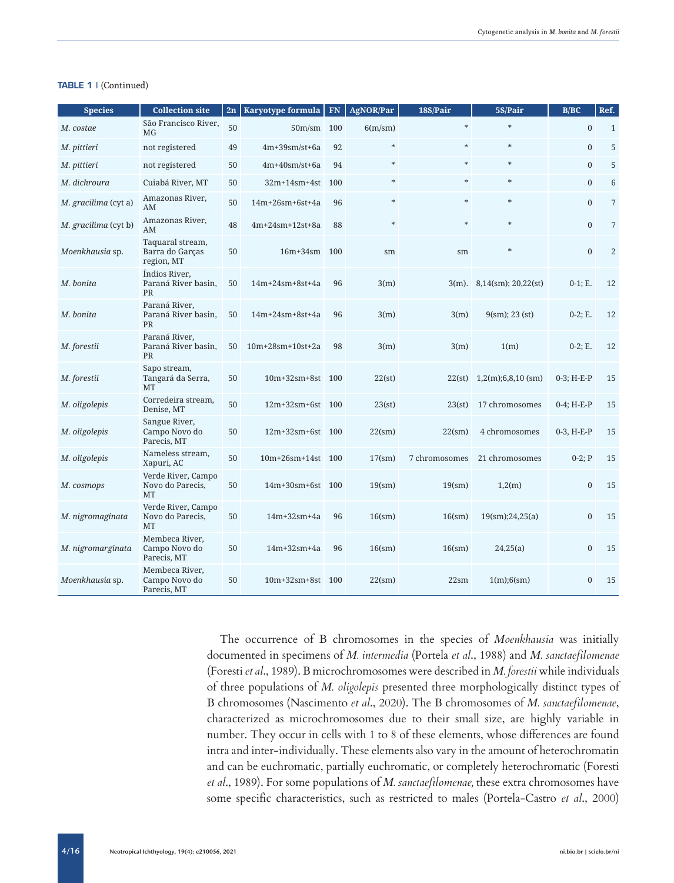**TABLE 1** | (Continued)

| Species | Collection site | 2n | Karyotype formula | FN | AgNOR/Par | 18S/Pair | 5S/Pair | B/BC | Ref. |
|---|---|---|---|---|---|---|---|---|---|
| *M. costae* | São Francisco River, MG | 50 | 50m/sm | 100 | 6(m/sm) | * | * | 0 | 1 |
| *M. pittieri* | not registered | 49 | 4m+39sm/st+6a | 92 | * | * | * | 0 | 5 |
| *M. pittieri* | not registered | 50 | 4m+40sm/st+6a | 94 | * | * | * | 0 | 5 |
| *M. dichroura* | Cuiabá River, MT | 50 | 32m+14sm+4st | 100 | * | * | * | 0 | 6 |
| *M. gracilima* (cyt a) | Amazonas River, AM | 50 | 14m+26sm+6st+4a | 96 | * | * | * | 0 | 7 |
| *M. gracilima* (cyt b) | Amazonas River, AM | 48 | 4m+24sm+12st+8a | 88 | * | * | * | 0 | 7 |
| *Moenkhausia* sp. | Taquaral stream, Barra do Garças region, MT | 50 | 16m+34sm | 100 | sm | sm | * | 0 | 2 |
| *M. bonita* | Índios River, Paraná River basin, PR | 50 | 14m+24sm+8st+4a | 96 | 3(m) | 3(m). | 8,14(sm); 20,22(st) | 0-1; E. | 12 |
| *M. bonita* | Paraná River, Paraná River basin, PR | 50 | 14m+24sm+8st+4a | 96 | 3(m) | 3(m) | 9(sm); 23 (st) | 0-2; E. | 12 |
| *M. forestii* | Paraná River, Paraná River basin, PR | 50 | 10m+28sm+10st+2a | 98 | 3(m) | 3(m) | 1(m) | 0-2; E. | 12 |
| *M. forestii* | Sapo stream, Tangará da Serra, MT | 50 | 10m+32sm+8st | 100 | 22(st) | 22(st) | 1,2(m);6,8,10 (sm) | 0-3; H-E-P | 15 |
| *M. oligolepis* | Corredeira stream, Denise, MT | 50 | 12m+32sm+6st | 100 | 23(st) | 23(st) | 17 chromosomes | 0-4; H-E-P | 15 |
| *M. oligolepis* | Sangue River, Campo Novo do Parecis, MT | 50 | 12m+32sm+6st | 100 | 22(sm) | 22(sm) | 4 chromosomes | 0-3, H-E-P | 15 |
| *M. oligolepis* | Nameless stream, Xapuri, AC | 50 | 10m+26sm+14st | 100 | 17(sm) | 7 chromosomes | 21 chromosomes | 0-2; P | 15 |
| *M. cosmops* | Verde River, Campo Novo do Parecis, MT | 50 | 14m+30sm+6st | 100 | 19(sm) | 19(sm) | 1,2(m) | 0 | 15 |
| *M. nigromaginata* | Verde River, Campo Novo do Parecis, MT | 50 | 14m+32sm+4a | 96 | 16(sm) | 16(sm) | 19(sm);24,25(a) | 0 | 15 |
| *M. nigromarginata* | Membeca River, Campo Novo do Parecis, MT | 50 | 14m+32sm+4a | 96 | 16(sm) | 16(sm) | 24,25(a) | 0 | 15 |
| *Moenkhausia* sp. | Membeca River, Campo Novo do Parecis, MT | 50 | 10m+32sm+8st | 100 | 22(sm) | 22sm | 1(m);6(sm) | 0 | 15 |

The occurrence of B chromosomes in the species of *Moenkhausia* was initially documented in specimens of *M. intermedia* (Portela *et al*., 1988) and *M. sanctaefilomenae* (Foresti *et al*., 1989). B microchromosomes were described in *M. forestii* while individuals of three populations of *M. oligolepis* presented three morphologically distinct types of B chromosomes (Nascimento *et al*., 2020). The B chromosomes of *M. sanctaefilomenae*, characterized as microchromosomes due to their small size, are highly variable in number. They occur in cells with 1 to 8 of these elements, whose differences are found intra and inter-individually. These elements also vary in the amount of heterochromatin and can be euchromatic, partially euchromatic, or completely heterochromatic (Foresti *et al*., 1989). For some populations of *M. sanctaefilomenae,* these extra chromosomes have some specific characteristics, such as restricted to males (Portela-Castro *et al*., 2000)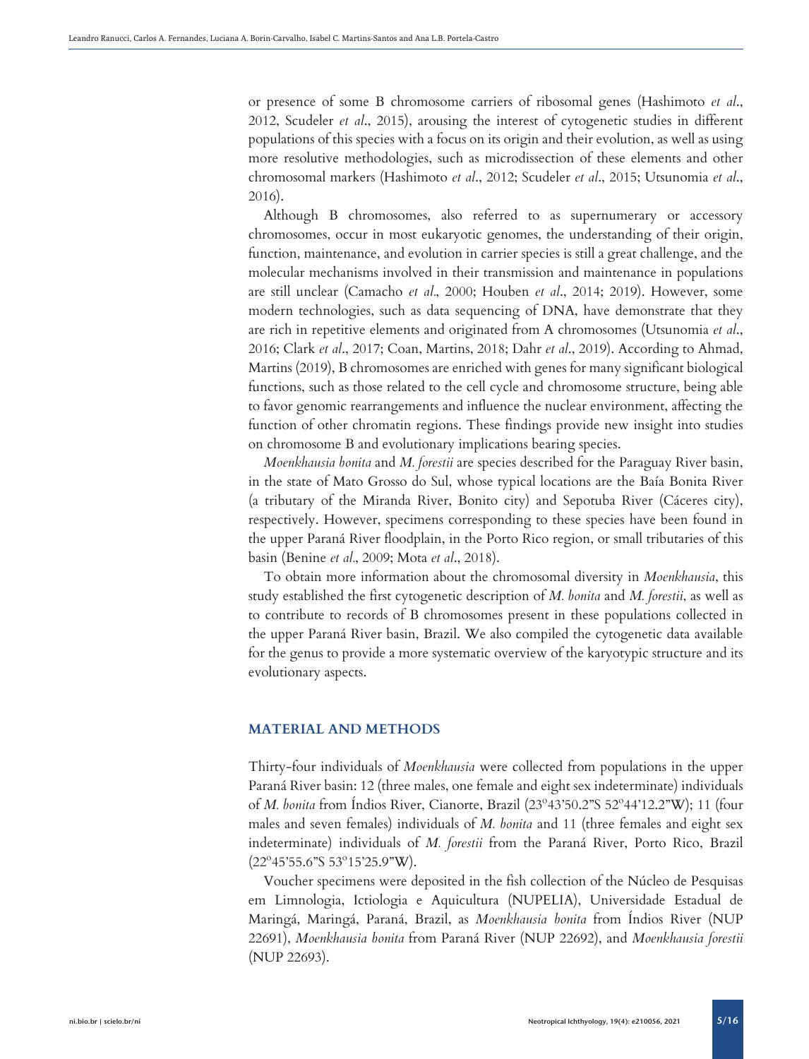or presence of some B chromosome carriers of ribosomal genes (Hashimoto *et al*., 2012, Scudeler *et al*., 2015), arousing the interest of cytogenetic studies in different populations of this species with a focus on its origin and their evolution, as well as using more resolutive methodologies, such as microdissection of these elements and other chromosomal markers (Hashimoto *et al*., 2012; Scudeler *et al*., 2015; Utsunomia *et al*., 2016).

Although B chromosomes, also referred to as supernumerary or accessory chromosomes, occur in most eukaryotic genomes, the understanding of their origin, function, maintenance, and evolution in carrier species is still a great challenge, and the molecular mechanisms involved in their transmission and maintenance in populations are still unclear (Camacho *et al*., 2000; Houben *et al*., 2014; 2019). However, some modern technologies, such as data sequencing of DNA, have demonstrate that they are rich in repetitive elements and originated from A chromosomes (Utsunomia *et al*., 2016; Clark *et al*., 2017; Coan, Martins, 2018; Dahr *et al*., 2019). According to Ahmad, Martins (2019), B chromosomes are enriched with genes for many significant biological functions, such as those related to the cell cycle and chromosome structure, being able to favor genomic rearrangements and influence the nuclear environment, affecting the function of other chromatin regions. These findings provide new insight into studies on chromosome B and evolutionary implications bearing species.

*Moenkhausia bonita* and *M. forestii* are species described for the Paraguay River basin, in the state of Mato Grosso do Sul, whose typical locations are the Baía Bonita River (a tributary of the Miranda River, Bonito city) and Sepotuba River (Cáceres city), respectively. However, specimens corresponding to these species have been found in the upper Paraná River floodplain, in the Porto Rico region, or small tributaries of this basin (Benine *et al*., 2009; Mota *et al*., 2018).

To obtain more information about the chromosomal diversity in *Moenkhausia*, this study established the first cytogenetic description of *M. bonita* and *M. forestii*, as well as to contribute to records of B chromosomes present in these populations collected in the upper Paraná River basin, Brazil. We also compiled the cytogenetic data available for the genus to provide a more systematic overview of the karyotypic structure and its evolutionary aspects.

## MATERIAL AND METHODS

Thirty-four individuals of *Moenkhausia* were collected from populations in the upper Paraná River basin: 12 (three males, one female and eight sex indeterminate) individuals of *M. bonita* from Índios River, Cianorte, Brazil (23º43'50.2"S 52º44'12.2"W); 11 (four males and seven females) individuals of *M. bonita* and 11 (three females and eight sex indeterminate) individuals of *M. forestii* from the Paraná River, Porto Rico, Brazil (22º45'55.6"S 53º15'25.9"W).

Voucher specimens were deposited in the fish collection of the Núcleo de Pesquisas em Limnologia, Ictiologia e Aquicultura (NUPELIA), Universidade Estadual de Maringá, Maringá, Paraná, Brazil, as *Moenkhausia bonita* from Índios River (NUP 22691), *Moenkhausia bonita* from Paraná River (NUP 22692), and *Moenkhausia forestii* (NUP 22693).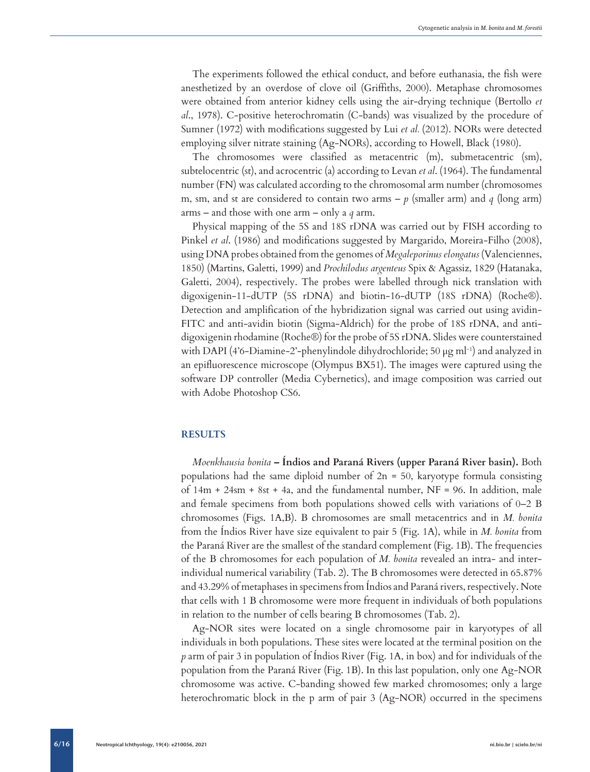The experiments followed the ethical conduct, and before euthanasia, the fish were anesthetized by an overdose of clove oil (Griffiths, 2000). Metaphase chromosomes were obtained from anterior kidney cells using the air-drying technique (Bertollo *et al*., 1978). C-positive heterochromatin (C-bands) was visualized by the procedure of Sumner (1972) with modifications suggested by Lui *et al.* (2012). NORs were detected employing silver nitrate staining (Ag-NORs), according to Howell, Black (1980).

The chromosomes were classified as metacentric (m), submetacentric (sm), subtelocentric (st), and acrocentric (a) according to Levan *et al*. (1964). The fundamental number (FN) was calculated according to the chromosomal arm number (chromosomes m, sm, and st are considered to contain two arms – *p* (smaller arm) and *q* (long arm) arms – and those with one arm – only a *q* arm.

Physical mapping of the 5S and 18S rDNA was carried out by FISH according to Pinkel *et al*. (1986) and modifications suggested by Margarido, Moreira-Filho (2008), using DNA probes obtained from the genomes of *Megaleporinus elongatus* (Valenciennes, 1850) (Martins, Galetti, 1999) and *Prochilodus argenteus* Spix & Agassiz, 1829 (Hatanaka, Galetti, 2004), respectively. The probes were labelled through nick translation with digoxigenin-11-dUTP (5S rDNA) and biotin-16-dUTP (18S rDNA) (Roche®). Detection and amplification of the hybridization signal was carried out using avidin-FITC and anti-avidin biotin (Sigma-Aldrich) for the probe of 18S rDNA, and anti-digoxigenin rhodamine (Roche®) for the probe of 5S rDNA. Slides were counterstained with DAPI (4'6-Diamine-2'-phenylindole dihydrochloride; 50 μg $ml^{-1}$) and analyzed in an epifluorescence microscope (Olympus BX51). The images were captured using the software DP controller (Media Cybernetics), and image composition was carried out with Adobe Photoshop CS6.

## RESULTS

***Moenkhausia bonita* – Índios and Paraná Rivers (upper Paraná River basin).** Both populations had the same diploid number of 2n = 50, karyotype formula consisting of 14m + 24sm + 8st + 4a, and the fundamental number, NF = 96. In addition, male and female specimens from both populations showed cells with variations of 0–2 B chromosomes (Figs. 1A,B). B chromosomes are small metacentrics and in *M. bonita* from the Índios River have size equivalent to pair 5 (Fig. 1A), while in *M. bonita* from the Paraná River are the smallest of the standard complement (Fig. 1B). The frequencies of the B chromosomes for each population of *M. bonita* revealed an intra- and inter-individual numerical variability (Tab. 2). The B chromosomes were detected in 65.87% and 43.29% of metaphases in specimens from Índios and Paraná rivers, respectively. Note that cells with 1 B chromosome were more frequent in individuals of both populations in relation to the number of cells bearing B chromosomes (Tab. 2).

Ag-NOR sites were located on a single chromosome pair in karyotypes of all individuals in both populations. These sites were located at the terminal position on the *p* arm of pair 3 in population of Índios River (Fig. 1A, in box) and for individuals of the population from the Paraná River (Fig. 1B). In this last population, only one Ag-NOR chromosome was active. C-banding showed few marked chromosomes; only a large heterochromatic block in the p arm of pair 3 (Ag-NOR) occurred in the specimens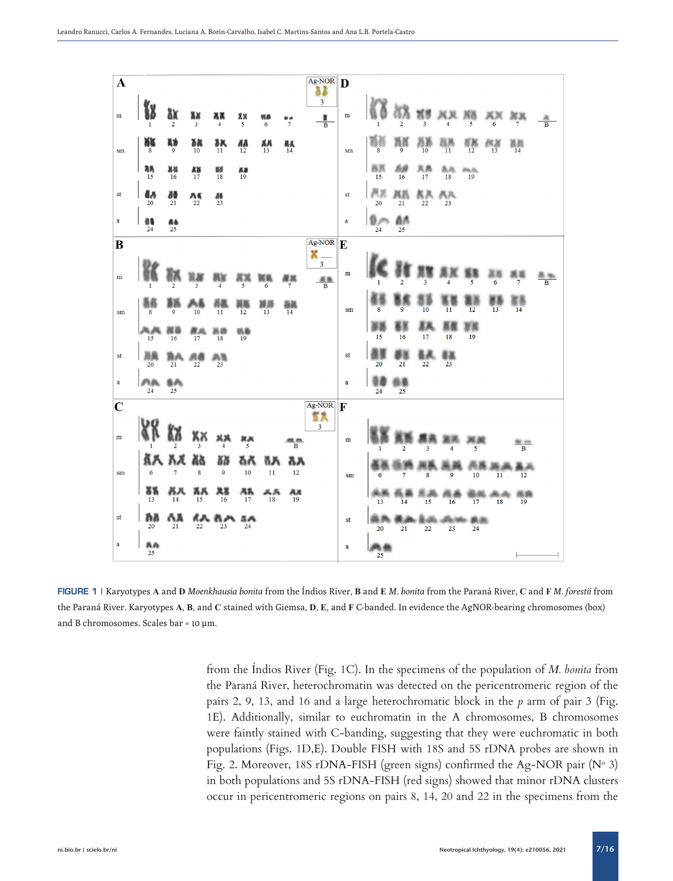**FIGURE 1** | Karyotypes **A** and **D** *Moenkhausia bonita* from the Índios River, **B** and **E** *M. bonita* from the Paraná River, **C** and **F** *M. forestii* from the Paraná River. Karyotypes **A**, **B**, and **C** stained with Giemsa, **D**, **E**, and **F** C-banded. In evidence the AgNOR-bearing chromosomes (box) and B chromosomes. Scales bar = 10 µm.

from the Índios River (Fig. 1C). In the specimens of the population of *M. bonita* from the Paraná River, heterochromatin was detected on the pericentromeric region of the pairs 2, 9, 13, and 16 and a large heterochromatic block in the *p* arm of pair 3 (Fig. 1E). Additionally, similar to euchromatin in the A chromosomes, B chromosomes were faintly stained with C-banding, suggesting that they were euchromatic in both populations (Figs. 1D,E). Double FISH with 18S and 5S rDNA probes are shown in Fig. 2. Moreover, 18S rDNA-FISH (green signs) confirmed the Ag-NOR pair (Nº 3) in both populations and 5S rDNA-FISH (red signs) showed that minor rDNA clusters occur in pericentromeric regions on pairs 8, 14, 20 and 22 in the specimens from the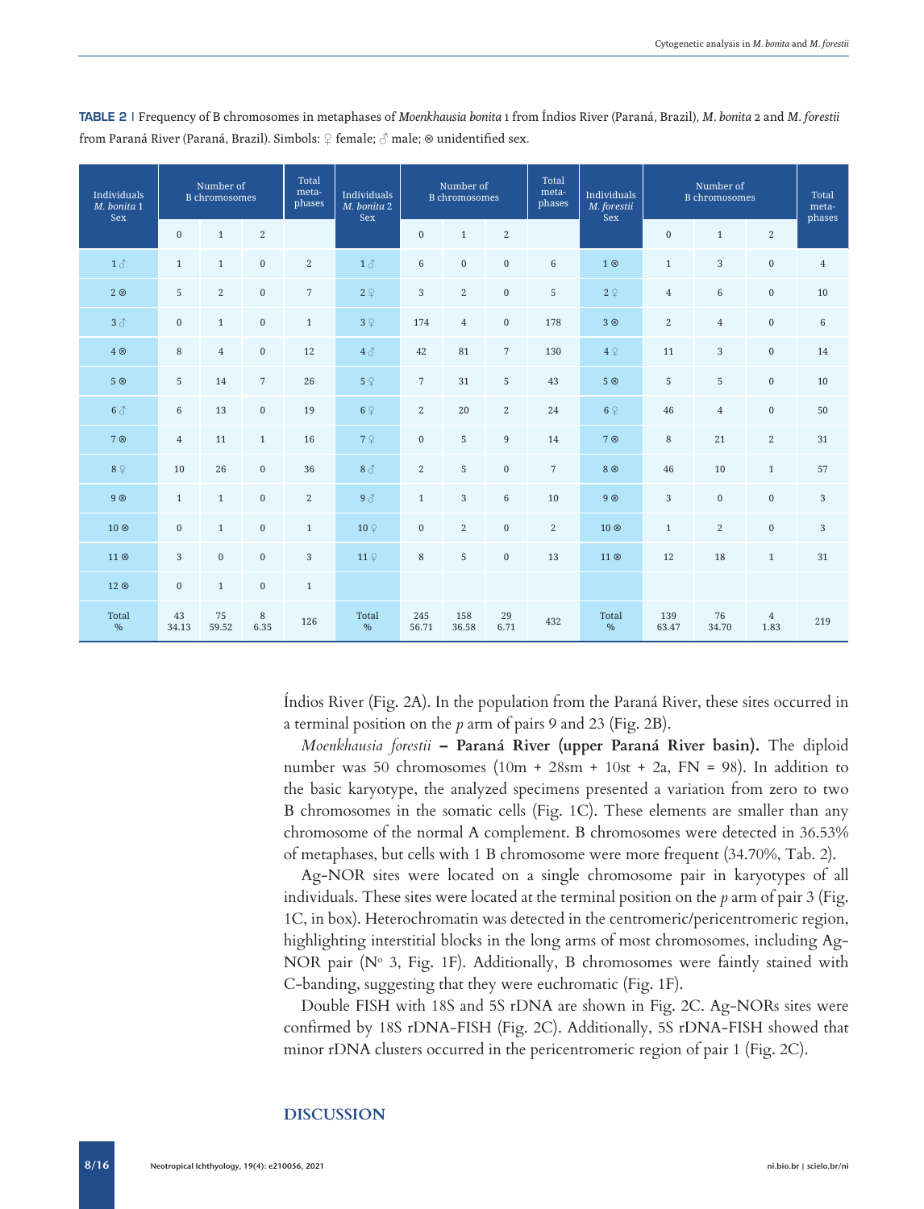**TABLE 2** | Frequency of B chromosomes in metaphases of *Moenkhausia bonita* 1 from Índios River (Paraná, Brazil), *M. bonita* 2 and *M. forestii* from Paraná River (Paraná, Brazil). Simbols: ♀ female; ♂ male; ⊗ unidentified sex.

| Individuals *M. bonita* 1 Sex | Number of B chromosomes | | | Total meta-phases | Individuals *M. bonita* 2 Sex | Number of B chromosomes | | | Total meta-phases | Individuals *M. forestii* Sex | Number of B chromosomes | | | Total meta-phases |
|---|---|---|---|---|---|---|---|---|---|---|---|---|---|---|
| | 0 | 1 | 2 | | | 0 | 1 | 2 | | | 0 | 1 | 2 | |
| 1 ♂ | 1 | 1 | 0 | 2 | 1 ♂ | 6 | 0 | 0 | 6 | 1 ⊗ | 1 | 3 | 0 | 4 |
| 2 ⊗ | 5 | 2 | 0 | 7 | 2 ♀ | 3 | 2 | 0 | 5 | 2 ♀ | 4 | 6 | 0 | 10 |
| 3 ♂ | 0 | 1 | 0 | 1 | 3 ♀ | 174 | 4 | 0 | 178 | 3 ⊗ | 2 | 4 | 0 | 6 |
| 4 ⊗ | 8 | 4 | 0 | 12 | 4 ♂ | 42 | 81 | 7 | 130 | 4 ♀ | 11 | 3 | 0 | 14 |
| 5 ⊗ | 5 | 14 | 7 | 26 | 5 ♀ | 7 | 31 | 5 | 43 | 5 ⊗ | 5 | 5 | 0 | 10 |
| 6 ♂ | 6 | 13 | 0 | 19 | 6 ♀ | 2 | 20 | 2 | 24 | 6 ♀ | 46 | 4 | 0 | 50 |
| 7 ⊗ | 4 | 11 | 1 | 16 | 7 ♀ | 0 | 5 | 9 | 14 | 7 ⊗ | 8 | 21 | 2 | 31 |
| 8 ♀ | 10 | 26 | 0 | 36 | 8 ♂ | 2 | 5 | 0 | 7 | 8 ⊗ | 46 | 10 | 1 | 57 |
| 9 ⊗ | 1 | 1 | 0 | 2 | 9 ♂ | 1 | 3 | 6 | 10 | 9 ⊗ | 3 | 0 | 0 | 3 |
| 10 ⊗ | 0 | 1 | 0 | 1 | 10 ♀ | 0 | 2 | 0 | 2 | 10 ⊗ | 1 | 2 | 0 | 3 |
| 11 ⊗ | 3 | 0 | 0 | 3 | 11 ♀ | 8 | 5 | 0 | 13 | 11 ⊗ | 12 | 18 | 1 | 31 |
| 12 ⊗ | 0 | 1 | 0 | 1 | | | | | | | | | | |
| Total % | 43 34.13 | 75 59.52 | 8 6.35 | 126 | Total % | 245 56.71 | 158 36.58 | 29 6.71 | 432 | Total % | 139 63.47 | 76 34.70 | 4 1.83 | 219 |

Índios River (Fig. 2A). In the population from the Paraná River, these sites occurred in a terminal position on the *p* arm of pairs 9 and 23 (Fig. 2B).

*Moenkhausia forestii* **– Paraná River (upper Paraná River basin).** The diploid number was 50 chromosomes (10m + 28sm + 10st + 2a, FN = 98). In addition to the basic karyotype, the analyzed specimens presented a variation from zero to two B chromosomes in the somatic cells (Fig. 1C). These elements are smaller than any chromosome of the normal A complement. B chromosomes were detected in 36.53% of metaphases, but cells with 1 B chromosome were more frequent (34.70%, Tab. 2).

Ag-NOR sites were located on a single chromosome pair in karyotypes of all individuals. These sites were located at the terminal position on the *p* arm of pair 3 (Fig. 1C, in box). Heterochromatin was detected in the centromeric/pericentromeric region, highlighting interstitial blocks in the long arms of most chromosomes, including Ag-NOR pair (N° 3, Fig. 1F). Additionally, B chromosomes were faintly stained with C-banding, suggesting that they were euchromatic (Fig. 1F).

Double FISH with 18S and 5S rDNA are shown in Fig. 2C. Ag-NORs sites were confirmed by 18S rDNA-FISH (Fig. 2C). Additionally, 5S rDNA-FISH showed that minor rDNA clusters occurred in the pericentromeric region of pair 1 (Fig. 2C).

## DISCUSSION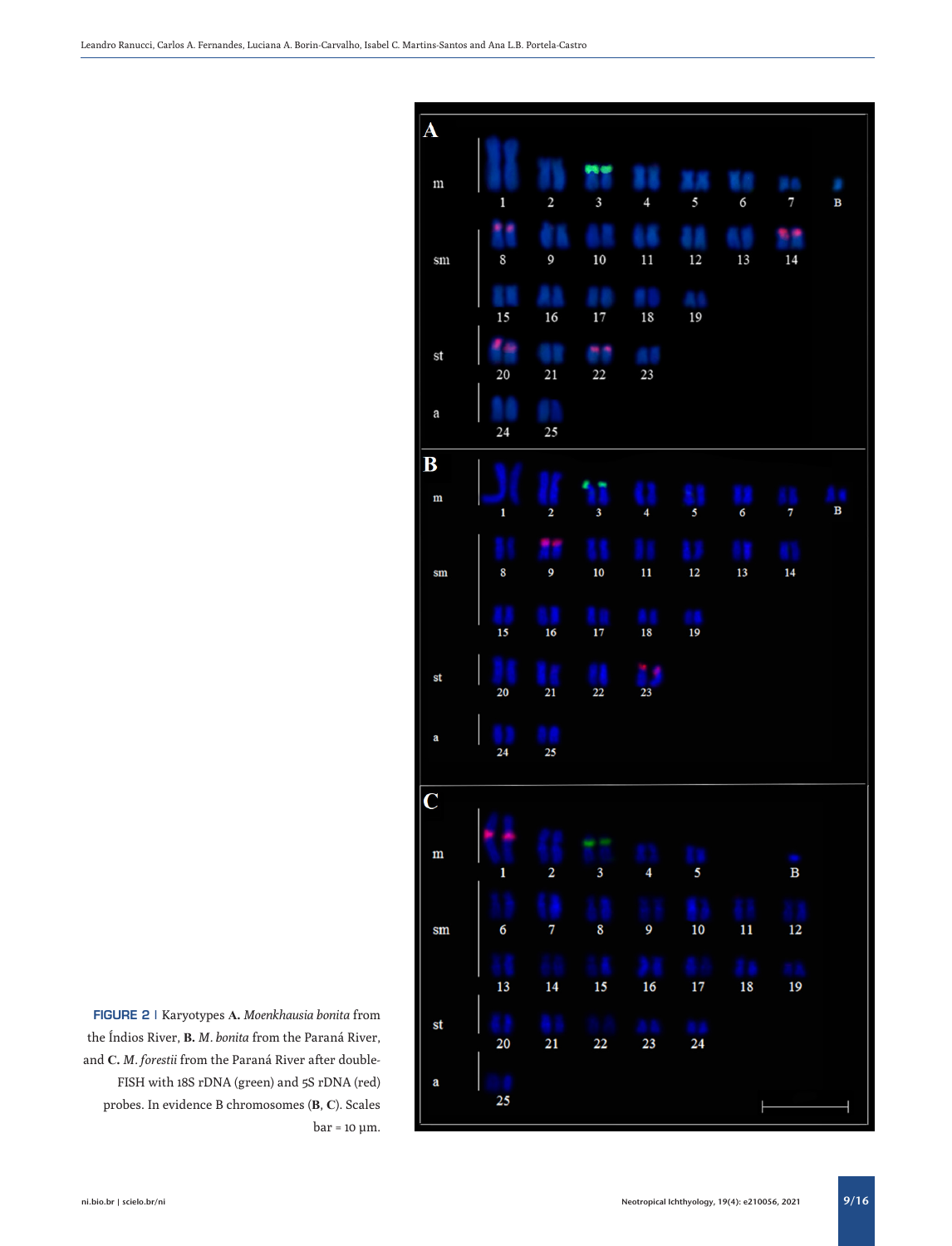**FIGURE 2 |** Karyotypes **A.** *Moenkhausia bonita* from the Índios River, **B.** *M. bonita* from the Paraná River, and **C.** *M. forestii* from the Paraná River after double-FISH with 18S rDNA (green) and 5S rDNA (red) probes. In evidence B chromosomes (**B**, **C**). Scales bar = 10 µm.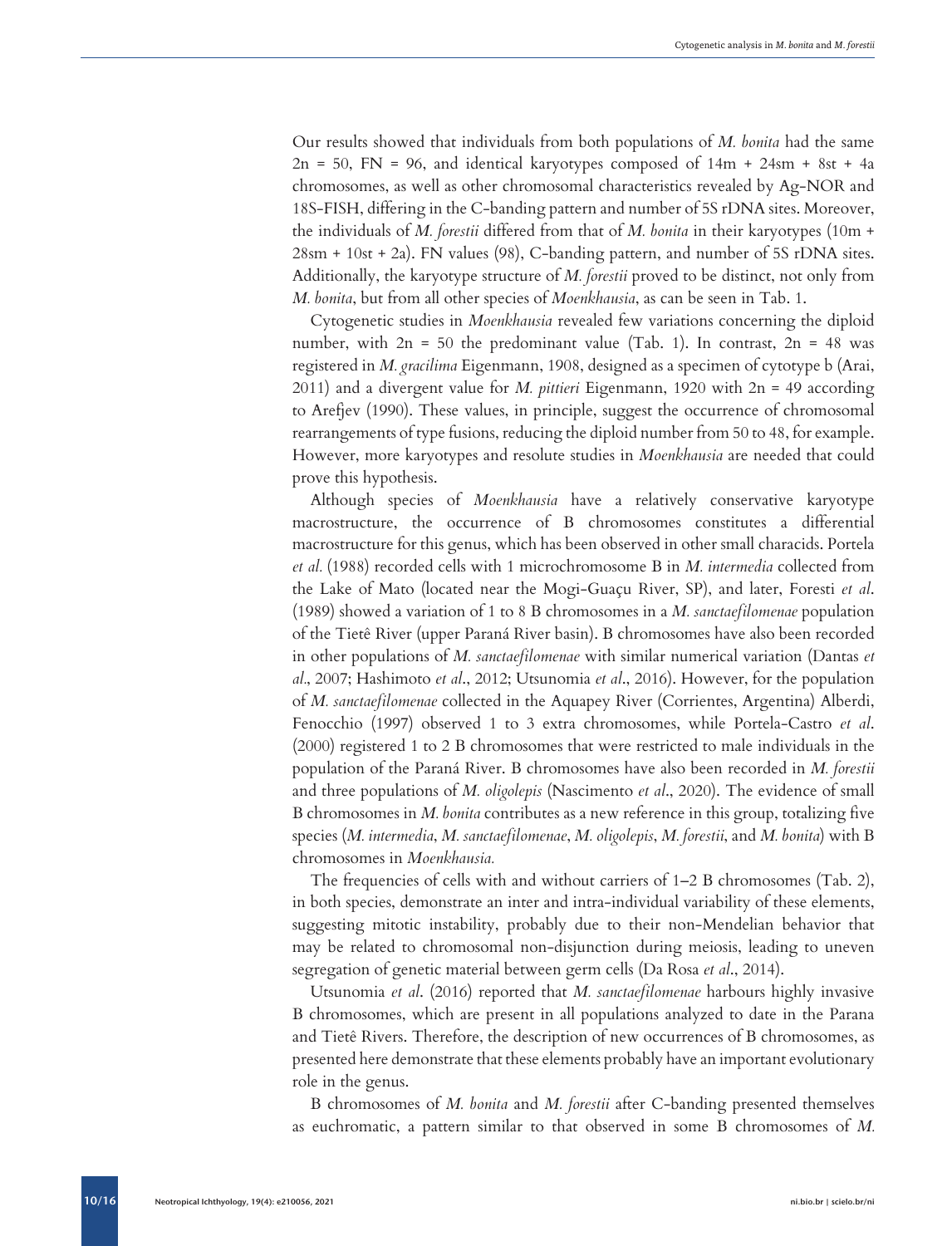Our results showed that individuals from both populations of *M. bonita* had the same 2n = 50, FN = 96, and identical karyotypes composed of 14m + 24sm + 8st + 4a chromosomes, as well as other chromosomal characteristics revealed by Ag-NOR and 18S-FISH, differing in the C-banding pattern and number of 5S rDNA sites. Moreover, the individuals of *M. forestii* differed from that of *M. bonita* in their karyotypes (10m + 28sm + 10st + 2a). FN values (98), C-banding pattern, and number of 5S rDNA sites. Additionally, the karyotype structure of *M. forestii* proved to be distinct, not only from *M. bonita*, but from all other species of *Moenkhausia*, as can be seen in Tab. 1.

Cytogenetic studies in *Moenkhausia* revealed few variations concerning the diploid number, with 2n = 50 the predominant value (Tab. 1). In contrast, 2n = 48 was registered in *M. gracilima* Eigenmann, 1908, designed as a specimen of cytotype b (Arai, 2011) and a divergent value for *M. pittieri* Eigenmann, 1920 with 2n = 49 according to Arefjev (1990). These values, in principle, suggest the occurrence of chromosomal rearrangements of type fusions, reducing the diploid number from 50 to 48, for example. However, more karyotypes and resolute studies in *Moenkhausia* are needed that could prove this hypothesis.

Although species of *Moenkhausia* have a relatively conservative karyotype macrostructure, the occurrence of B chromosomes constitutes a differential macrostructure for this genus, which has been observed in other small characids. Portela *et al.* (1988) recorded cells with 1 microchromosome B in *M. intermedia* collected from the Lake of Mato (located near the Mogi-Guaçu River, SP), and later, Foresti *et al*. (1989) showed a variation of 1 to 8 B chromosomes in a *M. sanctaefilomenae* population of the Tietê River (upper Paraná River basin). B chromosomes have also been recorded in other populations of *M. sanctaefilomenae* with similar numerical variation (Dantas *et al*., 2007; Hashimoto *et al*., 2012; Utsunomia *et al*., 2016). However, for the population of *M. sanctaefilomenae* collected in the Aquapey River (Corrientes, Argentina) Alberdi, Fenocchio (1997) observed 1 to 3 extra chromosomes, while Portela-Castro *et al*. (2000) registered 1 to 2 B chromosomes that were restricted to male individuals in the population of the Paraná River. B chromosomes have also been recorded in *M. forestii* and three populations of *M. oligolepis* (Nascimento *et al*., 2020). The evidence of small B chromosomes in *M. bonita* contributes as a new reference in this group, totalizing five species (*M. intermedia*, *M. sanctaefilomenae*, *M. oligolepis*, *M. forestii*, and *M. bonita*) with B chromosomes in *Moenkhausia.*

The frequencies of cells with and without carriers of 1–2 B chromosomes (Tab. 2), in both species, demonstrate an inter and intra-individual variability of these elements, suggesting mitotic instability, probably due to their non-Mendelian behavior that may be related to chromosomal non-disjunction during meiosis, leading to uneven segregation of genetic material between germ cells (Da Rosa *et al*., 2014).

Utsunomia *et al*. (2016) reported that *M. sanctaefilomenae* harbours highly invasive B chromosomes, which are present in all populations analyzed to date in the Parana and Tietê Rivers. Therefore, the description of new occurrences of B chromosomes, as presented here demonstrate that these elements probably have an important evolutionary role in the genus.

B chromosomes of *M. bonita* and *M. forestii* after C-banding presented themselves as euchromatic, a pattern similar to that observed in some B chromosomes of *M.*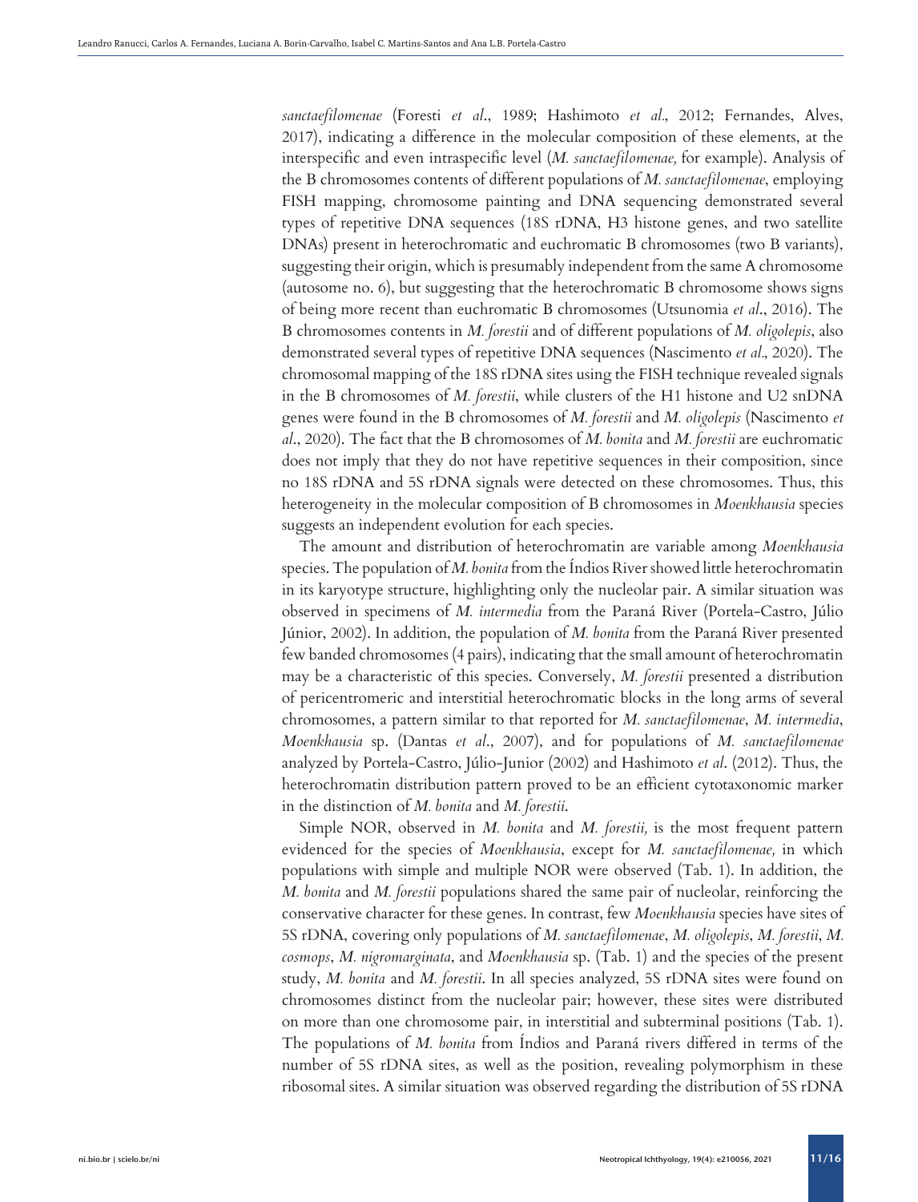*sanctaefilomenae* (Foresti *et al*., 1989; Hashimoto *et al*., 2012; Fernandes, Alves, 2017), indicating a difference in the molecular composition of these elements, at the interspecific and even intraspecific level (*M. sanctaefilomenae,* for example). Analysis of the B chromosomes contents of different populations of *M. sanctaefilomenae*, employing FISH mapping, chromosome painting and DNA sequencing demonstrated several types of repetitive DNA sequences (18S rDNA, H3 histone genes, and two satellite DNAs) present in heterochromatic and euchromatic B chromosomes (two B variants), suggesting their origin, which is presumably independent from the same A chromosome (autosome no. 6), but suggesting that the heterochromatic B chromosome shows signs of being more recent than euchromatic B chromosomes (Utsunomia *et al*., 2016). The B chromosomes contents in *M. forestii* and of different populations of *M. oligolepis*, also demonstrated several types of repetitive DNA sequences (Nascimento *et al*., 2020). The chromosomal mapping of the 18S rDNA sites using the FISH technique revealed signals in the B chromosomes of *M. forestii*, while clusters of the H1 histone and U2 snDNA genes were found in the B chromosomes of *M. forestii* and *M. oligolepis* (Nascimento *et al*., 2020). The fact that the B chromosomes of *M. bonita* and *M. forestii* are euchromatic does not imply that they do not have repetitive sequences in their composition, since no 18S rDNA and 5S rDNA signals were detected on these chromosomes. Thus, this heterogeneity in the molecular composition of B chromosomes in *Moenkhausia* species suggests an independent evolution for each species.

The amount and distribution of heterochromatin are variable among *Moenkhausia* species. The population of *M. bonita* from the Índios River showed little heterochromatin in its karyotype structure, highlighting only the nucleolar pair. A similar situation was observed in specimens of *M. intermedia* from the Paraná River (Portela-Castro, Júlio Júnior, 2002). In addition, the population of *M. bonita* from the Paraná River presented few banded chromosomes (4 pairs), indicating that the small amount of heterochromatin may be a characteristic of this species. Conversely, *M. forestii* presented a distribution of pericentromeric and interstitial heterochromatic blocks in the long arms of several chromosomes, a pattern similar to that reported for *M. sanctaefilomenae*, *M. intermedia*, *Moenkhausia* sp. (Dantas *et al*., 2007), and for populations of *M. sanctaefilomenae* analyzed by Portela-Castro, Júlio-Junior (2002) and Hashimoto *et al*. (2012). Thus, the heterochromatin distribution pattern proved to be an efficient cytotaxonomic marker in the distinction of *M. bonita* and *M. forestii*.

Simple NOR, observed in *M. bonita* and *M. forestii,* is the most frequent pattern evidenced for the species of *Moenkhausia*, except for *M. sanctaefilomenae,* in which populations with simple and multiple NOR were observed (Tab. 1). In addition, the *M. bonita* and *M. forestii* populations shared the same pair of nucleolar, reinforcing the conservative character for these genes. In contrast, few *Moenkhausia* species have sites of 5S rDNA, covering only populations of *M. sanctaefilomenae*, *M. oligolepis*, *M. forestii*, *M. cosmops*, *M. nigromarginata*, and *Moenkhausia* sp. (Tab. 1) and the species of the present study, *M. bonita* and *M. forestii*. In all species analyzed, 5S rDNA sites were found on chromosomes distinct from the nucleolar pair; however, these sites were distributed on more than one chromosome pair, in interstitial and subterminal positions (Tab. 1). The populations of *M. bonita* from Índios and Paraná rivers differed in terms of the number of 5S rDNA sites, as well as the position, revealing polymorphism in these ribosomal sites. A similar situation was observed regarding the distribution of 5S rDNA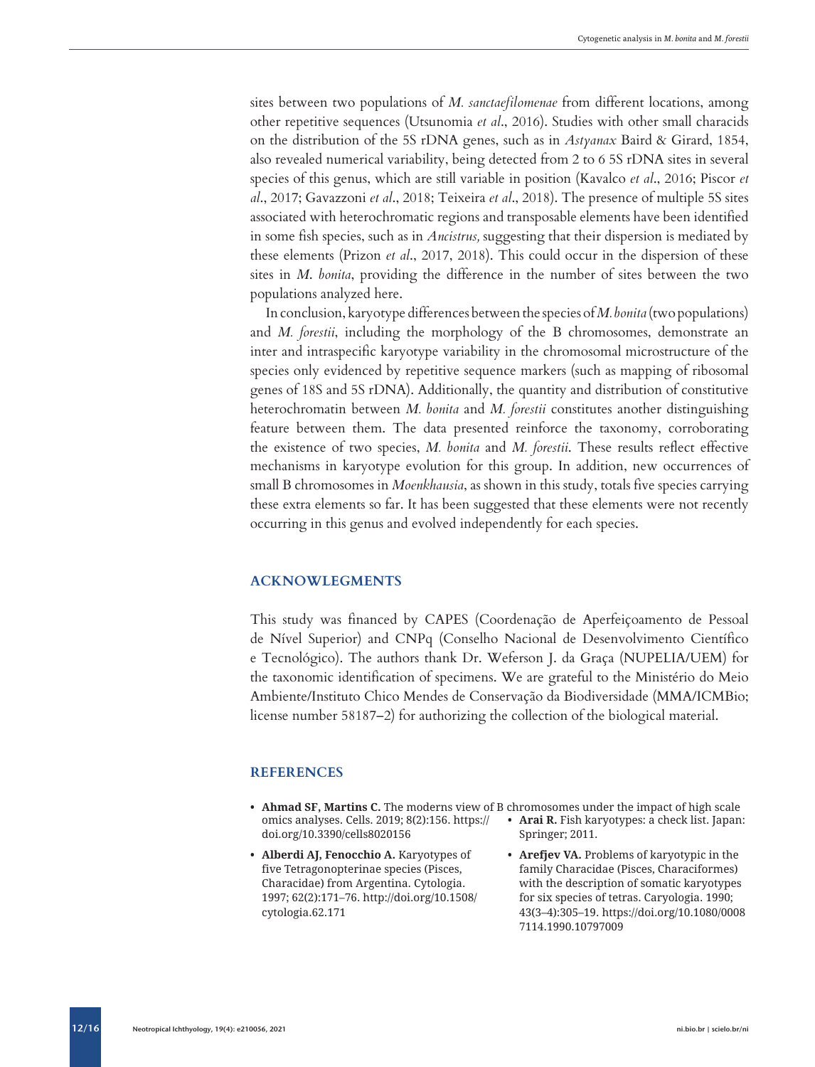sites between two populations of *M. sanctaefilomenae* from different locations, among other repetitive sequences (Utsunomia *et al*., 2016). Studies with other small characids on the distribution of the 5S rDNA genes, such as in *Astyanax* Baird & Girard, 1854, also revealed numerical variability, being detected from 2 to 6 5S rDNA sites in several species of this genus, which are still variable in position (Kavalco *et al*., 2016; Piscor *et al*., 2017; Gavazzoni *et al*., 2018; Teixeira *et al*., 2018). The presence of multiple 5S sites associated with heterochromatic regions and transposable elements have been identified in some fish species, such as in *Ancistrus,* suggesting that their dispersion is mediated by these elements (Prizon *et al*., 2017, 2018). This could occur in the dispersion of these sites in *M. bonita*, providing the difference in the number of sites between the two populations analyzed here.

In conclusion, karyotype differences between the species of *M. bonita* (two populations) and *M. forestii*, including the morphology of the B chromosomes, demonstrate an inter and intraspecific karyotype variability in the chromosomal microstructure of the species only evidenced by repetitive sequence markers (such as mapping of ribosomal genes of 18S and 5S rDNA). Additionally, the quantity and distribution of constitutive heterochromatin between *M. bonita* and *M. forestii* constitutes another distinguishing feature between them. The data presented reinforce the taxonomy, corroborating the existence of two species, *M. bonita* and *M. forestii*. These results reflect effective mechanisms in karyotype evolution for this group. In addition, new occurrences of small B chromosomes in *Moenkhausia*, as shown in this study, totals five species carrying these extra elements so far. It has been suggested that these elements were not recently occurring in this genus and evolved independently for each species.

## ACKNOWLEGMENTS

This study was financed by CAPES (Coordenação de Aperfeiçoamento de Pessoal de Nível Superior) and CNPq (Conselho Nacional de Desenvolvimento Científico e Tecnológico). The authors thank Dr. Weferson J. da Graça (NUPELIA/UEM) for the taxonomic identification of specimens. We are grateful to the Ministério do Meio Ambiente/Instituto Chico Mendes de Conservação da Biodiversidade (MMA/ICMBio; license number 58187–2) for authorizing the collection of the biological material.

## REFERENCES

- **Ahmad SF, Martins C.** The moderns view of B chromosomes under the impact of high scale omics analyses. Cells. 2019; 8(2):156. https://doi.org/10.3390/cells8020156
- **Alberdi AJ, Fenocchio A.** Karyotypes of five Tetragonopterinae species (Pisces, Characidae) from Argentina. Cytologia. 1997; 62(2):171–76. http://doi.org/10.1508/cytologia.62.171
- **Arai R.** Fish karyotypes: a check list. Japan: Springer; 2011.
- **Arefjev VA.** Problems of karyotypic in the family Characidae (Pisces, Characiformes) with the description of somatic karyotypes for six species of tetras. Caryologia. 1990; 43(3–4):305–19. https://doi.org/10.1080/00087114.1990.10797009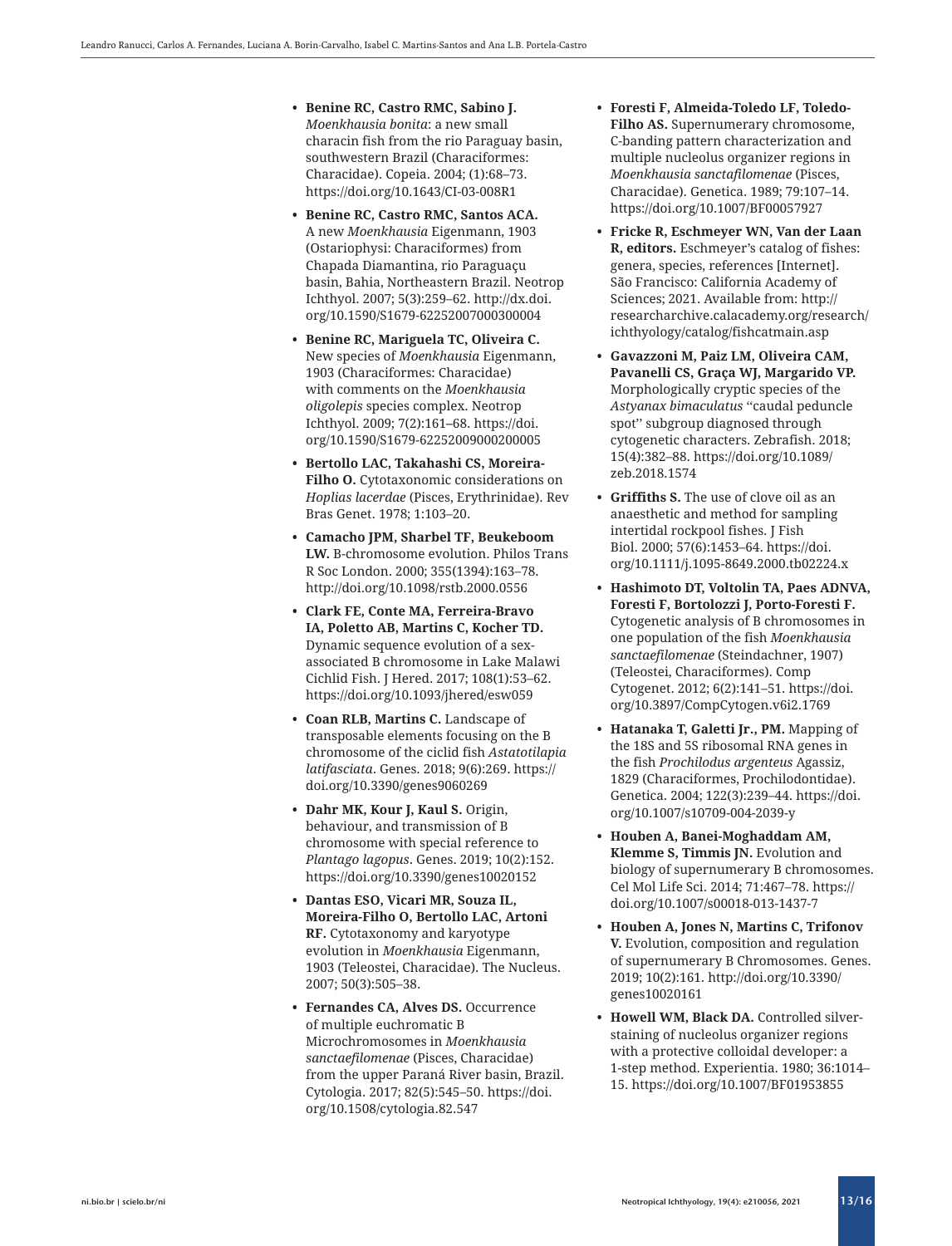- **Benine RC, Castro RMC, Sabino J.** *Moenkhausia bonita*: a new small characin fish from the rio Paraguay basin, southwestern Brazil (Characiformes: Characidae). Copeia. 2004; (1):68–73. https://doi.org/10.1643/CI-03-008R1

- **Benine RC, Castro RMC, Santos ACA.** A new *Moenkhausia* Eigenmann, 1903 (Ostariophysi: Characiformes) from Chapada Diamantina, rio Paraguaçu basin, Bahia, Northeastern Brazil. Neotrop Ichthyol. 2007; 5(3):259–62. http://dx.doi.org/10.1590/S1679-62252007000300004

- **Benine RC, Mariguela TC, Oliveira C.** New species of *Moenkhausia* Eigenmann, 1903 (Characiformes: Characidae) with comments on the *Moenkhausia oligolepis* species complex. Neotrop Ichthyol. 2009; 7(2):161–68. https://doi.org/10.1590/S1679-62252009000200005

- **Bertollo LAC, Takahashi CS, Moreira-Filho O.** Cytotaxonomic considerations on *Hoplias lacerdae* (Pisces, Erythrinidae). Rev Bras Genet. 1978; 1:103–20.

- **Camacho JPM, Sharbel TF, Beukeboom LW.** B-chromosome evolution. Philos Trans R Soc London. 2000; 355(1394):163–78. http://doi.org/10.1098/rstb.2000.0556

- **Clark FE, Conte MA, Ferreira-Bravo IA, Poletto AB, Martins C, Kocher TD.** Dynamic sequence evolution of a sex-associated B chromosome in Lake Malawi Cichlid Fish. J Hered. 2017; 108(1):53–62. https://doi.org/10.1093/jhered/esw059

- **Coan RLB, Martins C.** Landscape of transposable elements focusing on the B chromosome of the ciclid fish *Astatotilapia latifasciata*. Genes. 2018; 9(6):269. https://doi.org/10.3390/genes9060269

- **Dahr MK, Kour J, Kaul S.** Origin, behaviour, and transmission of B chromosome with special reference to *Plantago lagopus*. Genes. 2019; 10(2):152. https://doi.org/10.3390/genes10020152

- **Dantas ESO, Vicari MR, Souza IL, Moreira-Filho O, Bertollo LAC, Artoni RF.** Cytotaxonomy and karyotype evolution in *Moenkhausia* Eigenmann, 1903 (Teleostei, Characidae). The Nucleus. 2007; 50(3):505–38.

- **Fernandes CA, Alves DS.** Occurrence of multiple euchromatic B Microchromosomes in *Moenkhausia sanctaefilomenae* (Pisces, Characidae) from the upper Paraná River basin, Brazil. Cytologia. 2017; 82(5):545–50. https://doi.org/10.1508/cytologia.82.547

- **Foresti F, Almeida-Toledo LF, Toledo-Filho AS.** Supernumerary chromosome, C-banding pattern characterization and multiple nucleolus organizer regions in *Moenkhausia sanctafilomenae* (Pisces, Characidae). Genetica. 1989; 79:107–14. https://doi.org/10.1007/BF00057927

- **Fricke R, Eschmeyer WN, Van der Laan R, editors.** Eschmeyer's catalog of fishes: genera, species, references [Internet]. São Francisco: California Academy of Sciences; 2021. Available from: http://researcharchive.calacademy.org/research/ichthyology/catalog/fishcatmain.asp

- **Gavazzoni M, Paiz LM, Oliveira CAM, Pavanelli CS, Graça WJ, Margarido VP.** Morphologically cryptic species of the *Astyanax bimaculatus* "caudal peduncle spot" subgroup diagnosed through cytogenetic characters. Zebrafish. 2018; 15(4):382–88. https://doi.org/10.1089/zeb.2018.1574

- **Griffiths S.** The use of clove oil as an anaesthetic and method for sampling intertidal rockpool fishes. J Fish Biol. 2000; 57(6):1453–64. https://doi.org/10.1111/j.1095-8649.2000.tb02224.x

- **Hashimoto DT, Voltolin TA, Paes ADNVA, Foresti F, Bortolozzi J, Porto-Foresti F.** Cytogenetic analysis of B chromosomes in one population of the fish *Moenkhausia sanctaefilomenae* (Steindachner, 1907) (Teleostei, Characiformes). Comp Cytogenet. 2012; 6(2):141–51. https://doi.org/10.3897/CompCytogen.v6i2.1769

- **Hatanaka T, Galetti Jr., PM.** Mapping of the 18S and 5S ribosomal RNA genes in the fish *Prochilodus argenteus* Agassiz, 1829 (Characiformes, Prochilodontidae). Genetica. 2004; 122(3):239–44. https://doi.org/10.1007/s10709-004-2039-y

- **Houben A, Banei-Moghaddam AM, Klemme S, Timmis JN.** Evolution and biology of supernumerary B chromosomes. Cel Mol Life Sci. 2014; 71:467–78. https://doi.org/10.1007/s00018-013-1437-7

- **Houben A, Jones N, Martins C, Trifonov V.** Evolution, composition and regulation of supernumerary B Chromosomes. Genes. 2019; 10(2):161. http://doi.org/10.3390/genes10020161

- **Howell WM, Black DA.** Controlled silver-staining of nucleolus organizer regions with a protective colloidal developer: a 1-step method. Experientia. 1980; 36:1014–15. https://doi.org/10.1007/BF01953855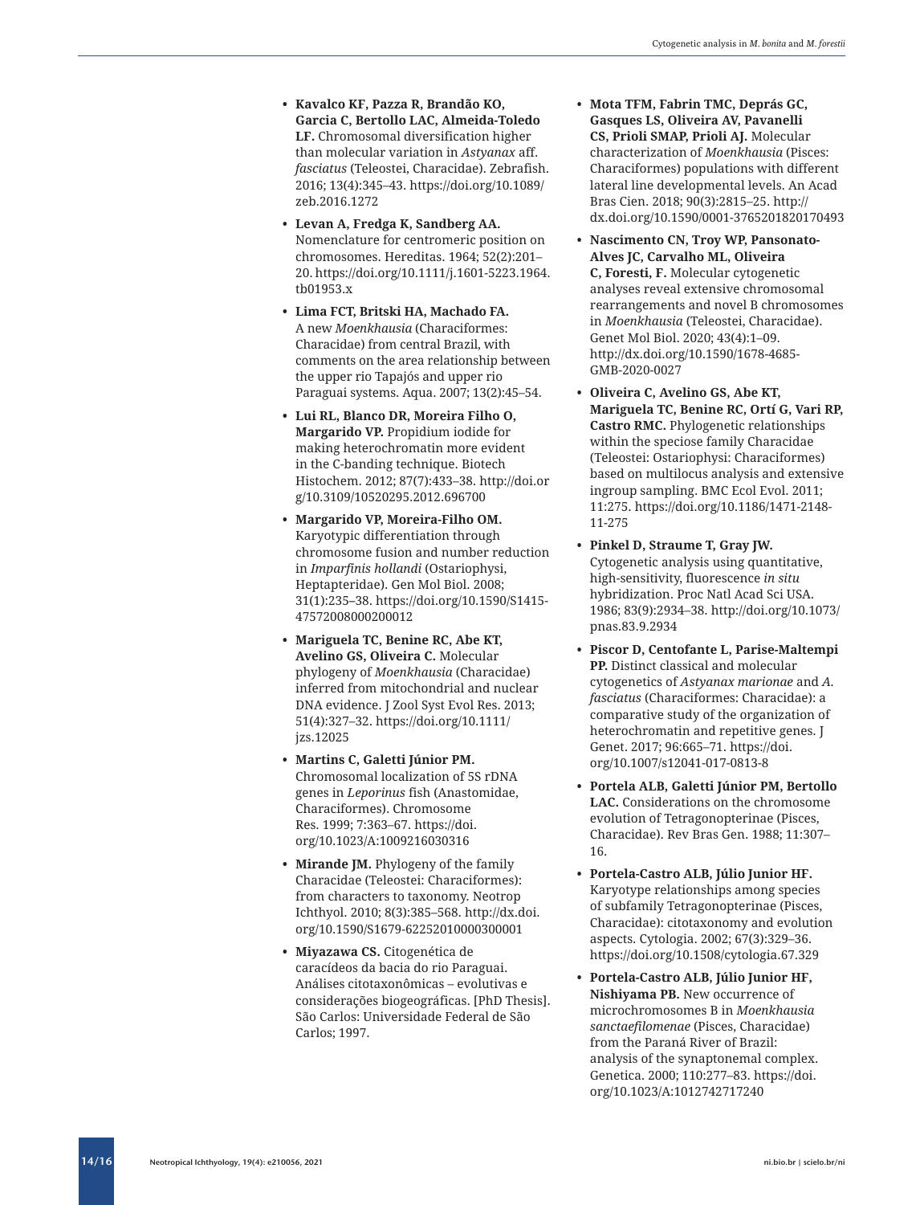- **Kavalco KF, Pazza R, Brandão KO, Garcia C, Bertollo LAC, Almeida-Toledo LF.** Chromosomal diversification higher than molecular variation in *Astyanax* aff. *fasciatus* (Teleostei, Characidae). Zebrafish. 2016; 13(4):345–43. https://doi.org/10.1089/zeb.2016.1272

- **Levan A, Fredga K, Sandberg AA.** Nomenclature for centromeric position on chromosomes. Hereditas. 1964; 52(2):201–20. https://doi.org/10.1111/j.1601-5223.1964.tb01953.x

- **Lima FCT, Britski HA, Machado FA.** A new *Moenkhausia* (Characiformes: Characidae) from central Brazil, with comments on the area relationship between the upper rio Tapajós and upper rio Paraguai systems. Aqua. 2007; 13(2):45–54.

- **Lui RL, Blanco DR, Moreira Filho O, Margarido VP.** Propidium iodide for making heterochromatin more evident in the C-banding technique. Biotech Histochem. 2012; 87(7):433–38. http://doi.org/10.3109/10520295.2012.696700

- **Margarido VP, Moreira-Filho OM.** Karyotypic differentiation through chromosome fusion and number reduction in *Imparfinis hollandi* (Ostariophysi, Heptapteridae). Gen Mol Biol. 2008; 31(1):235–38. https://doi.org/10.1590/S1415-47572008000200012

- **Mariguela TC, Benine RC, Abe KT, Avelino GS, Oliveira C.** Molecular phylogeny of *Moenkhausia* (Characidae) inferred from mitochondrial and nuclear DNA evidence. J Zool Syst Evol Res. 2013; 51(4):327–32. https://doi.org/10.1111/jzs.12025

- **Martins C, Galetti Júnior PM.** Chromosomal localization of 5S rDNA genes in *Leporinus* fish (Anastomidae, Characiformes). Chromosome Res. 1999; 7:363–67. https://doi.org/10.1023/A:1009216030316

- **Mirande JM.** Phylogeny of the family Characidae (Teleostei: Characiformes): from characters to taxonomy. Neotrop Ichthyol. 2010; 8(3):385–568. http://dx.doi.org/10.1590/S1679-62252010000300001

- **Miyazawa CS.** Citogenética de caracídeos da bacia do rio Paraguai. Análises citotaxonômicas – evolutivas e considerações biogeográficas. [PhD Thesis]. São Carlos: Universidade Federal de São Carlos; 1997.

- **Mota TFM, Fabrin TMC, Deprás GC, Gasques LS, Oliveira AV, Pavanelli CS, Prioli SMAP, Prioli AJ.** Molecular characterization of *Moenkhausia* (Pisces: Characiformes) populations with different lateral line developmental levels. An Acad Bras Cien. 2018; 90(3):2815–25. http://dx.doi.org/10.1590/0001-3765201820170493

- **Nascimento CN, Troy WP, Pansonato-Alves JC, Carvalho ML, Oliveira C, Foresti, F.** Molecular cytogenetic analyses reveal extensive chromosomal rearrangements and novel B chromosomes in *Moenkhausia* (Teleostei, Characidae). Genet Mol Biol. 2020; 43(4):1–09. http://dx.doi.org/10.1590/1678-4685-GMB-2020-0027

- **Oliveira C, Avelino GS, Abe KT, Mariguela TC, Benine RC, Ortí G, Vari RP, Castro RMC.** Phylogenetic relationships within the speciose family Characidae (Teleostei: Ostariophysi: Characiformes) based on multilocus analysis and extensive ingroup sampling. BMC Ecol Evol. 2011; 11:275. https://doi.org/10.1186/1471-2148-11-275

- **Pinkel D, Straume T, Gray JW.** Cytogenetic analysis using quantitative, high-sensitivity, fluorescence *in situ* hybridization. Proc Natl Acad Sci USA. 1986; 83(9):2934–38. http://doi.org/10.1073/pnas.83.9.2934

- **Piscor D, Centofante L, Parise-Maltempi PP.** Distinct classical and molecular cytogenetics of *Astyanax marionae* and *A. fasciatus* (Characiformes: Characidae): a comparative study of the organization of heterochromatin and repetitive genes. J Genet. 2017; 96:665–71. https://doi.org/10.1007/s12041-017-0813-8

- **Portela ALB, Galetti Júnior PM, Bertollo LAC.** Considerations on the chromosome evolution of Tetragonopterinae (Pisces, Characidae). Rev Bras Gen. 1988; 11:307–16.

- **Portela-Castro ALB, Júlio Junior HF.** Karyotype relationships among species of subfamily Tetragonopterinae (Pisces, Characidae): citotaxonomy and evolution aspects. Cytologia. 2002; 67(3):329–36. https://doi.org/10.1508/cytologia.67.329

- **Portela-Castro ALB, Júlio Junior HF, Nishiyama PB.** New occurrence of microchromosomes B in *Moenkhausia sanctaefilomenae* (Pisces, Characidae) from the Paraná River of Brazil: analysis of the synaptonemal complex. Genetica. 2000; 110:277–83. https://doi.org/10.1023/A:1012742717240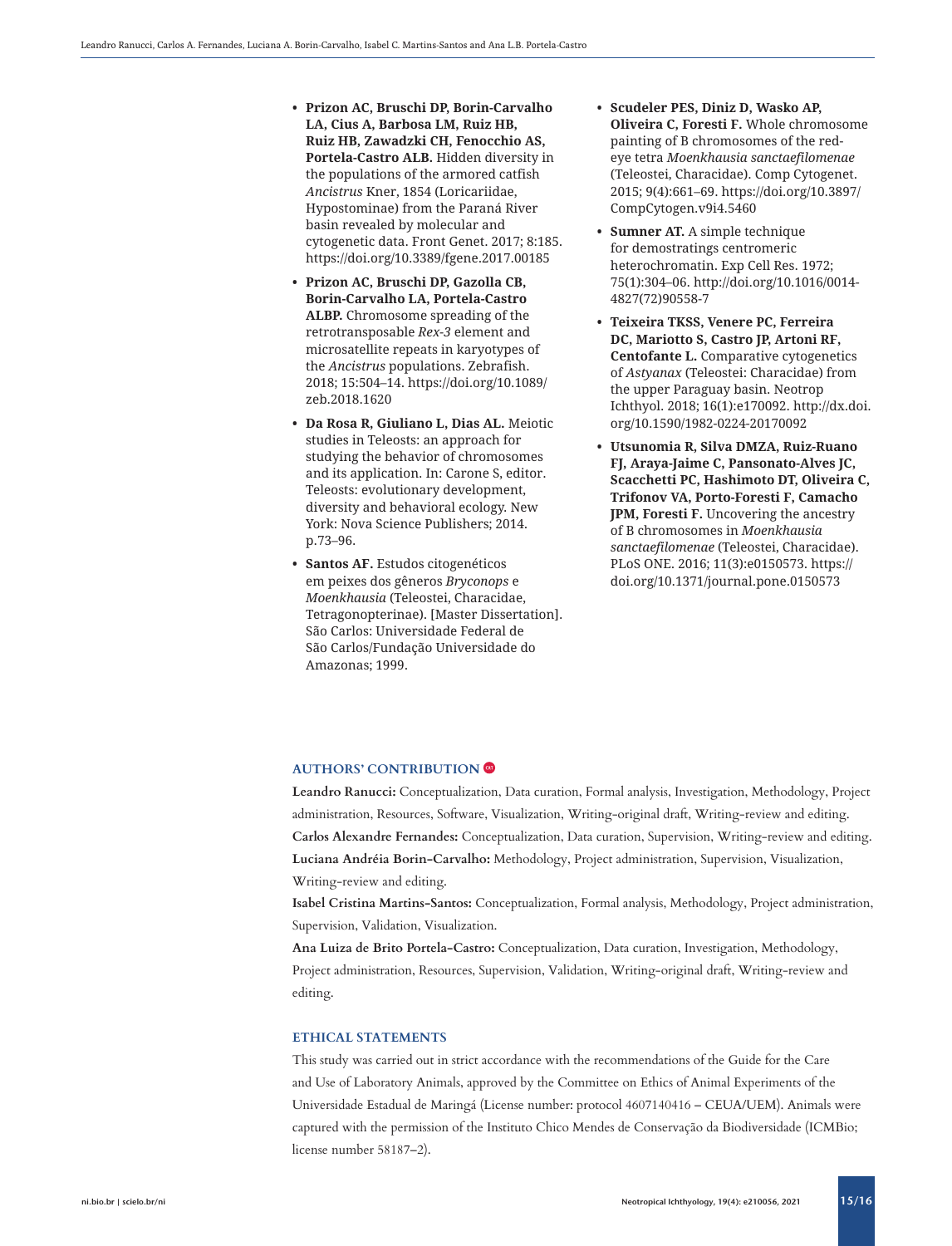- **Prizon AC, Bruschi DP, Borin-Carvalho LA, Cius A, Barbosa LM, Ruiz HB, Ruiz HB, Zawadzki CH, Fenocchio AS, Portela-Castro ALB.** Hidden diversity in the populations of the armored catfish *Ancistrus* Kner, 1854 (Loricariidae, Hypostominae) from the Paraná River basin revealed by molecular and cytogenetic data. Front Genet. 2017; 8:185. https://doi.org/10.3389/fgene.2017.00185
- **Prizon AC, Bruschi DP, Gazolla CB, Borin-Carvalho LA, Portela-Castro ALBP.** Chromosome spreading of the retrotransposable *Rex-3* element and microsatellite repeats in karyotypes of the *Ancistrus* populations. Zebrafish. 2018; 15:504–14. https://doi.org/10.1089/zeb.2018.1620
- **Da Rosa R, Giuliano L, Dias AL.** Meiotic studies in Teleosts: an approach for studying the behavior of chromosomes and its application. In: Carone S, editor. Teleosts: evolutionary development, diversity and behavioral ecology. New York: Nova Science Publishers; 2014. p.73–96.
- **Santos AF.** Estudos citogenéticos em peixes dos gêneros *Bryconops* e *Moenkhausia* (Teleostei, Characidae, Tetragonopterinae). [Master Dissertation]. São Carlos: Universidade Federal de São Carlos/Fundação Universidade do Amazonas; 1999.
- **Scudeler PES, Diniz D, Wasko AP, Oliveira C, Foresti F.** Whole chromosome painting of B chromosomes of the red-eye tetra *Moenkhausia sanctaefilomenae* (Teleostei, Characidae). Comp Cytogenet. 2015; 9(4):661–69. https://doi.org/10.3897/CompCytogen.v9i4.5460
- **Sumner AT.** A simple technique for demostratings centromeric heterochromatin. Exp Cell Res. 1972; 75(1):304–06. http://doi.org/10.1016/0014-4827(72)90558-7
- **Teixeira TKSS, Venere PC, Ferreira DC, Mariotto S, Castro JP, Artoni RF, Centofante L.** Comparative cytogenetics of *Astyanax* (Teleostei: Characidae) from the upper Paraguay basin. Neotrop Ichthyol. 2018; 16(1):e170092. http://dx.doi.org/10.1590/1982-0224-20170092
- **Utsunomia R, Silva DMZA, Ruiz-Ruano FJ, Araya-Jaime C, Pansonato-Alves JC, Scacchetti PC, Hashimoto DT, Oliveira C, Trifonov VA, Porto-Foresti F, Camacho JPM, Foresti F.** Uncovering the ancestry of B chromosomes in *Moenkhausia sanctaefilomenae* (Teleostei, Characidae). PLoS ONE. 2016; 11(3):e0150573. https://doi.org/10.1371/journal.pone.0150573

## AUTHORS' CONTRIBUTION

**Leandro Ranucci:** Conceptualization, Data curation, Formal analysis, Investigation, Methodology, Project administration, Resources, Software, Visualization, Writing-original draft, Writing-review and editing.

**Carlos Alexandre Fernandes:** Conceptualization, Data curation, Supervision, Writing-review and editing.

**Luciana Andréia Borin-Carvalho:** Methodology, Project administration, Supervision, Visualization, Writing-review and editing.

**Isabel Cristina Martins-Santos:** Conceptualization, Formal analysis, Methodology, Project administration, Supervision, Validation, Visualization.

**Ana Luiza de Brito Portela-Castro:** Conceptualization, Data curation, Investigation, Methodology, Project administration, Resources, Supervision, Validation, Writing-original draft, Writing-review and editing.

## ETHICAL STATEMENTS

This study was carried out in strict accordance with the recommendations of the Guide for the Care and Use of Laboratory Animals, approved by the Committee on Ethics of Animal Experiments of the Universidade Estadual de Maringá (License number: protocol 4607140416 – CEUA/UEM). Animals were captured with the permission of the Instituto Chico Mendes de Conservação da Biodiversidade (ICMBio; license number 58187–2).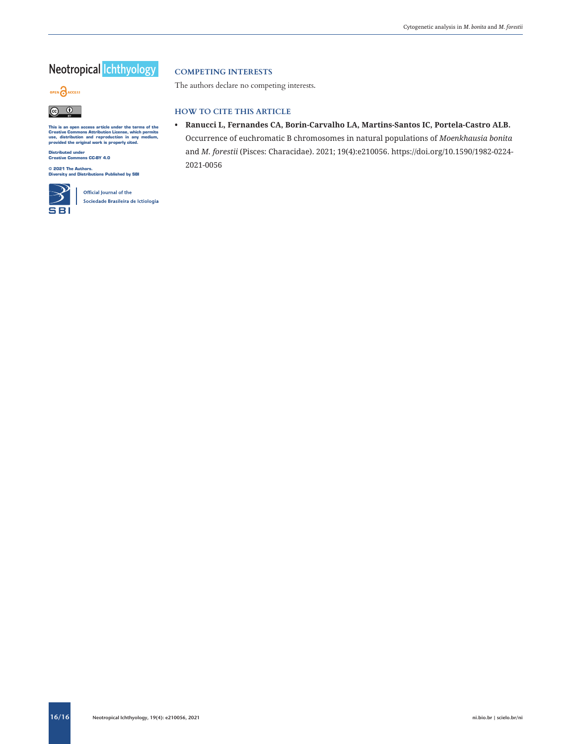Neotropical Ichthyology

OPEN ACCESS

This is an open access article under the terms of the Creative Commons Attribution License, which permits use, distribution and reproduction in any medium, provided the original work is properly cited.

Distributed under Creative Commons CC-BY 4.0

© 2021 The Authors.
Diversity and Distributions Published by SBI

Official Journal of the Sociedade Brasileira de Ictiologia

## COMPETING INTERESTS

The authors declare no competing interests.

## HOW TO CITE THIS ARTICLE

- **Ranucci L, Fernandes CA, Borin-Carvalho LA, Martins-Santos IC, Portela-Castro ALB.** Occurrence of euchromatic B chromosomes in natural populations of *Moenkhausia bonita* and *M. forestii* (Pisces: Characidae). 2021; 19(4):e210056. https://doi.org/10.1590/1982-0224-2021-0056